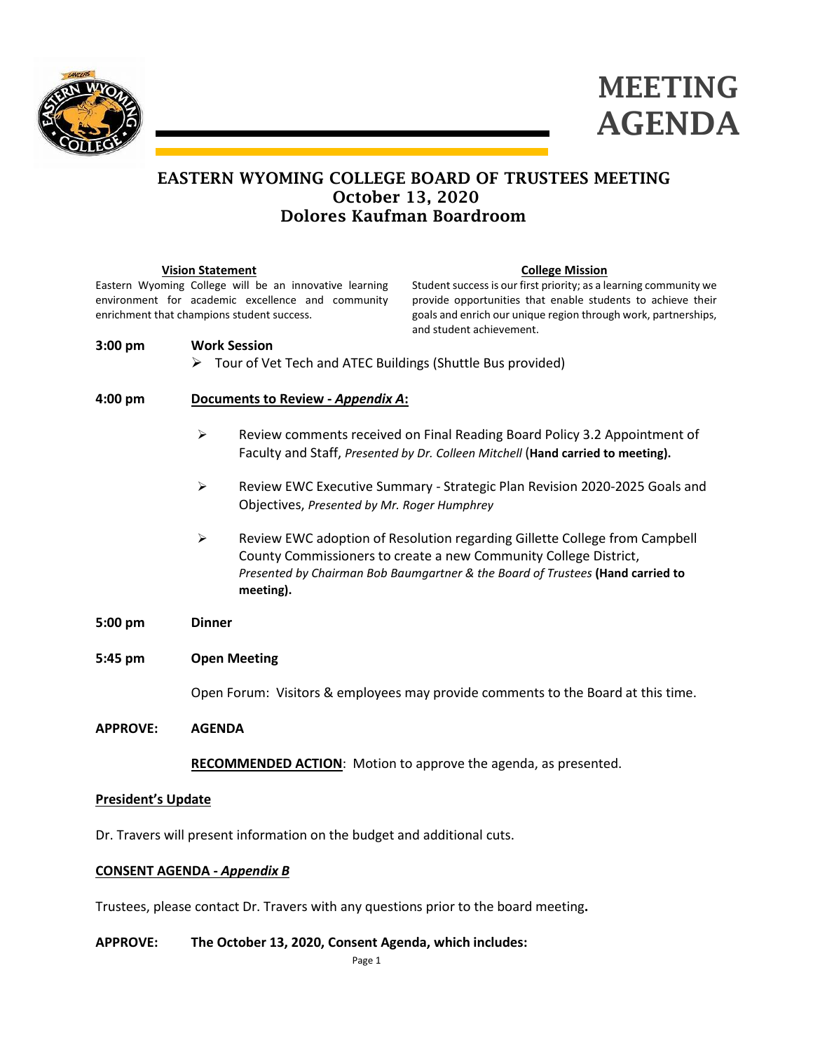# MEETING AGENDA

## EASTERN WYOMING COLLEGE BOARD OF TRUSTEES MEETING
## October 13, 2020
## Dolores Kaufman Boardroom

**Vision Statement**

Eastern Wyoming College will be an innovative learning environment for academic excellence and community enrichment that champions student success.

**College Mission**

Student success is our first priority; as a learning community we provide opportunities that enable students to achieve their goals and enrich our unique region through work, partnerships, and student achievement.

**3:00 pm** **Work Session**

- Tour of Vet Tech and ATEC Buildings (Shuttle Bus provided)

**4:00 pm** **Documents to Review - *Appendix A*:**

- Review comments received on Final Reading Board Policy 3.2 Appointment of Faculty and Staff, *Presented by Dr. Colleen Mitchell* (**Hand carried to meeting).**
- Review EWC Executive Summary - Strategic Plan Revision 2020-2025 Goals and Objectives, *Presented by Mr. Roger Humphrey*
- Review EWC adoption of Resolution regarding Gillette College from Campbell County Commissioners to create a new Community College District, *Presented by Chairman Bob Baumgartner & the Board of Trustees* **(Hand carried to meeting).**

**5:00 pm** **Dinner**

**5:45 pm** **Open Meeting**

Open Forum: Visitors & employees may provide comments to the Board at this time.

**APPROVE:** **AGENDA**

**RECOMMENDED ACTION**: Motion to approve the agenda, as presented.

**President's Update**

Dr. Travers will present information on the budget and additional cuts.

**CONSENT AGENDA - *Appendix B***

Trustees, please contact Dr. Travers with any questions prior to the board meeting**.**

**APPROVE:** **The October 13, 2020, Consent Agenda, which includes:**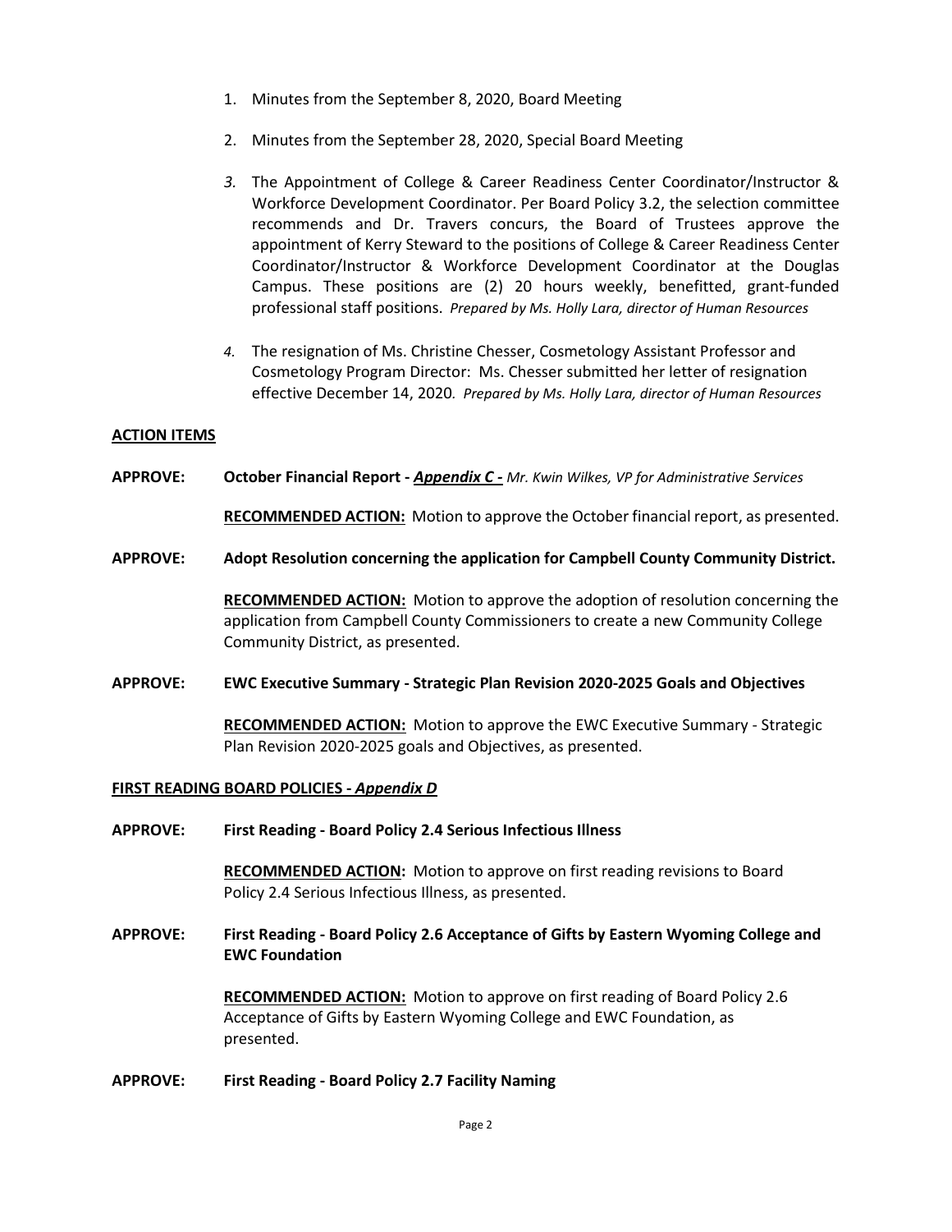1. Minutes from the September 8, 2020, Board Meeting

2. Minutes from the September 28, 2020, Special Board Meeting

3. The Appointment of College & Career Readiness Center Coordinator/Instructor & Workforce Development Coordinator. Per Board Policy 3.2, the selection committee recommends and Dr. Travers concurs, the Board of Trustees approve the appointment of Kerry Steward to the positions of College & Career Readiness Center Coordinator/Instructor & Workforce Development Coordinator at the Douglas Campus. These positions are (2) 20 hours weekly, benefitted, grant-funded professional staff positions. *Prepared by Ms. Holly Lara, director of Human Resources*

4. The resignation of Ms. Christine Chesser, Cosmetology Assistant Professor and Cosmetology Program Director: Ms. Chesser submitted her letter of resignation effective December 14, 2020. *Prepared by Ms. Holly Lara, director of Human Resources*

**ACTION ITEMS**

**APPROVE: October Financial Report -** ***Appendix C -*** *Mr. Kwin Wilkes, VP for Administrative Services*

**RECOMMENDED ACTION:** Motion to approve the October financial report, as presented.

**APPROVE: Adopt Resolution concerning the application for Campbell County Community District.**

**RECOMMENDED ACTION:** Motion to approve the adoption of resolution concerning the application from Campbell County Commissioners to create a new Community College Community District, as presented.

**APPROVE: EWC Executive Summary - Strategic Plan Revision 2020-2025 Goals and Objectives**

**RECOMMENDED ACTION:** Motion to approve the EWC Executive Summary - Strategic Plan Revision 2020-2025 goals and Objectives, as presented.

**FIRST READING BOARD POLICIES -** ***Appendix D***

**APPROVE: First Reading - Board Policy 2.4 Serious Infectious Illness**

**RECOMMENDED ACTION:** Motion to approve on first reading revisions to Board Policy 2.4 Serious Infectious Illness, as presented.

**APPROVE: First Reading - Board Policy 2.6 Acceptance of Gifts by Eastern Wyoming College and EWC Foundation**

**RECOMMENDED ACTION:** Motion to approve on first reading of Board Policy 2.6 Acceptance of Gifts by Eastern Wyoming College and EWC Foundation, as presented.

**APPROVE: First Reading - Board Policy 2.7 Facility Naming**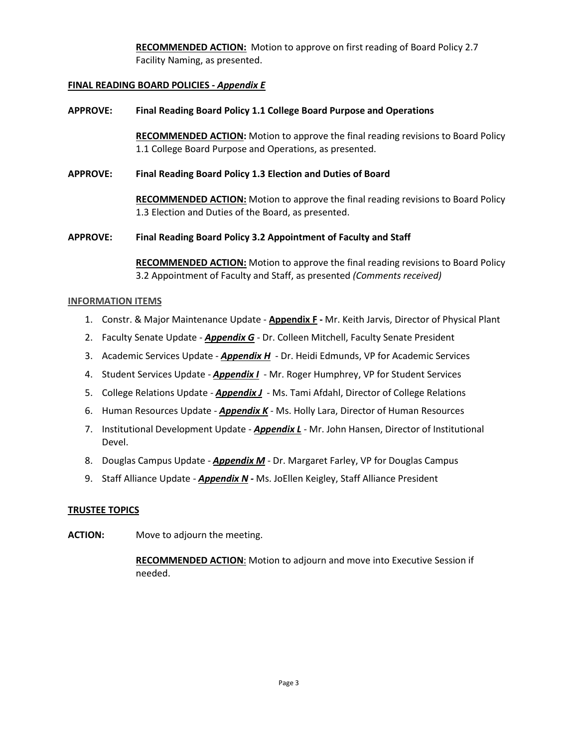**RECOMMENDED ACTION:** Motion to approve on first reading of Board Policy 2.7 Facility Naming, as presented.

**FINAL READING BOARD POLICIES - *Appendix E***

**APPROVE: Final Reading Board Policy 1.1 College Board Purpose and Operations**

**RECOMMENDED ACTION:** Motion to approve the final reading revisions to Board Policy 1.1 College Board Purpose and Operations, as presented.

**APPROVE: Final Reading Board Policy 1.3 Election and Duties of Board**

**RECOMMENDED ACTION:** Motion to approve the final reading revisions to Board Policy 1.3 Election and Duties of the Board, as presented.

**APPROVE: Final Reading Board Policy 3.2 Appointment of Faculty and Staff**

**RECOMMENDED ACTION:** Motion to approve the final reading revisions to Board Policy 3.2 Appointment of Faculty and Staff, as presented *(Comments received)*

**INFORMATION ITEMS**

1. Constr. & Major Maintenance Update - **Appendix F -** Mr. Keith Jarvis, Director of Physical Plant
2. Faculty Senate Update - ***Appendix G*** - Dr. Colleen Mitchell, Faculty Senate President
3. Academic Services Update - ***Appendix H*** - Dr. Heidi Edmunds, VP for Academic Services
4. Student Services Update - ***Appendix I*** - Mr. Roger Humphrey, VP for Student Services
5. College Relations Update - ***Appendix J*** - Ms. Tami Afdahl, Director of College Relations
6. Human Resources Update - ***Appendix K*** - Ms. Holly Lara, Director of Human Resources
7. Institutional Development Update - ***Appendix L*** - Mr. John Hansen, Director of Institutional Devel.
8. Douglas Campus Update - ***Appendix M*** - Dr. Margaret Farley, VP for Douglas Campus
9. Staff Alliance Update - ***Appendix N* -** Ms. JoEllen Keigley, Staff Alliance President

**TRUSTEE TOPICS**

**ACTION:** Move to adjourn the meeting.

**RECOMMENDED ACTION**: Motion to adjourn and move into Executive Session if needed.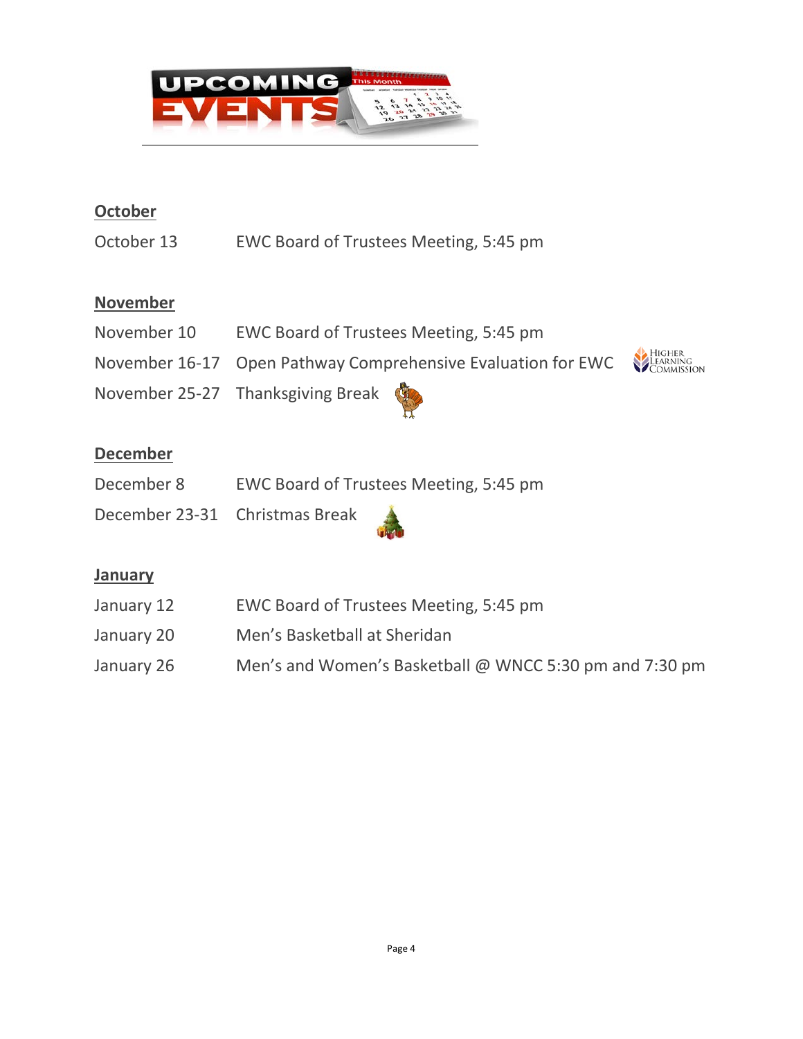# UPCOMING EVENTS

## October

| | |
|---|---|
| October 13 | EWC Board of Trustees Meeting, 5:45 pm |

## November

| | |
|---|---|
| November 10 | EWC Board of Trustees Meeting, 5:45 pm |
| November 16-17 | Open Pathway Comprehensive Evaluation for EWC |
| November 25-27 | Thanksgiving Break |

## December

| | |
|---|---|
| December 8 | EWC Board of Trustees Meeting, 5:45 pm |
| December 23-31 | Christmas Break |

## January

| | |
|---|---|
| January 12 | EWC Board of Trustees Meeting, 5:45 pm |
| January 20 | Men's Basketball at Sheridan |
| January 26 | Men's and Women's Basketball @ WNCC 5:30 pm and 7:30 pm |